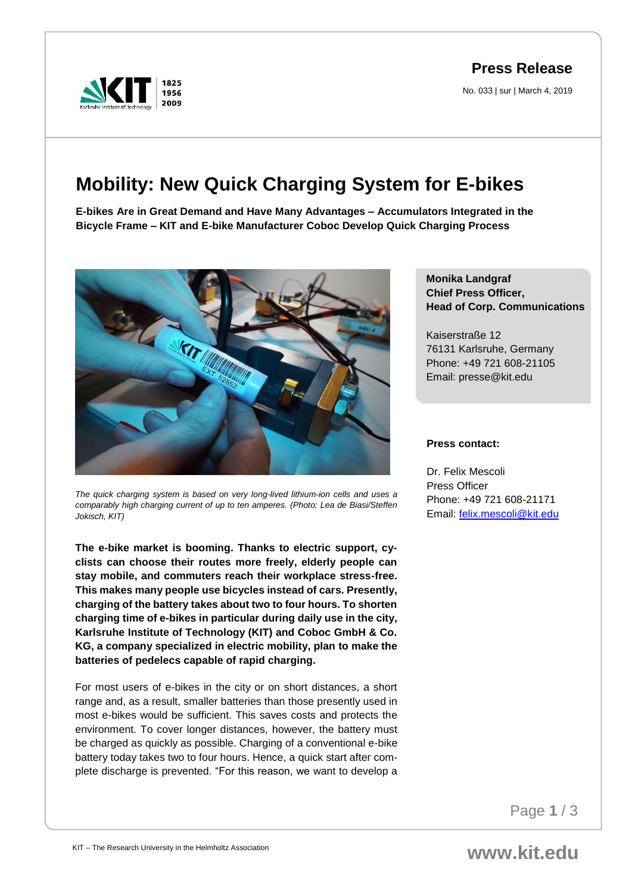**Press Release**

No. 033 | sur | March 4, 2019

# Mobility: New Quick Charging System for E-bikes

**E-bikes Are in Great Demand and Have Many Advantages – Accumulators Integrated in the Bicycle Frame – KIT and E-bike Manufacturer Coboc Develop Quick Charging Process**

*The quick charging system is based on very long-lived lithium-ion cells and uses a comparably high charging current of up to ten amperes. (Photo: Lea de Biasi/Steffen Jokisch, KIT)*

**The e-bike market is booming. Thanks to electric support, cyclists can choose their routes more freely, elderly people can stay mobile, and commuters reach their workplace stress-free. This makes many people use bicycles instead of cars. Presently, charging of the battery takes about two to four hours. To shorten charging time of e-bikes in particular during daily use in the city, Karlsruhe Institute of Technology (KIT) and Coboc GmbH & Co. KG, a company specialized in electric mobility, plan to make the batteries of pedelecs capable of rapid charging.**

For most users of e-bikes in the city or on short distances, a short range and, as a result, smaller batteries than those presently used in most e-bikes would be sufficient. This saves costs and protects the environment. To cover longer distances, however, the battery must be charged as quickly as possible. Charging of a conventional e-bike battery today takes two to four hours. Hence, a quick start after complete discharge is prevented. "For this reason, we want to develop a

**Monika Landgraf**
**Chief Press Officer,**
**Head of Corp. Communications**

Kaiserstraße 12
76131 Karlsruhe, Germany
Phone: +49 721 608-21105
Email: presse@kit.edu

**Press contact:**

Dr. Felix Mescoli
Press Officer
Phone: +49 721 608-21171
Email: felix.mescoli@kit.edu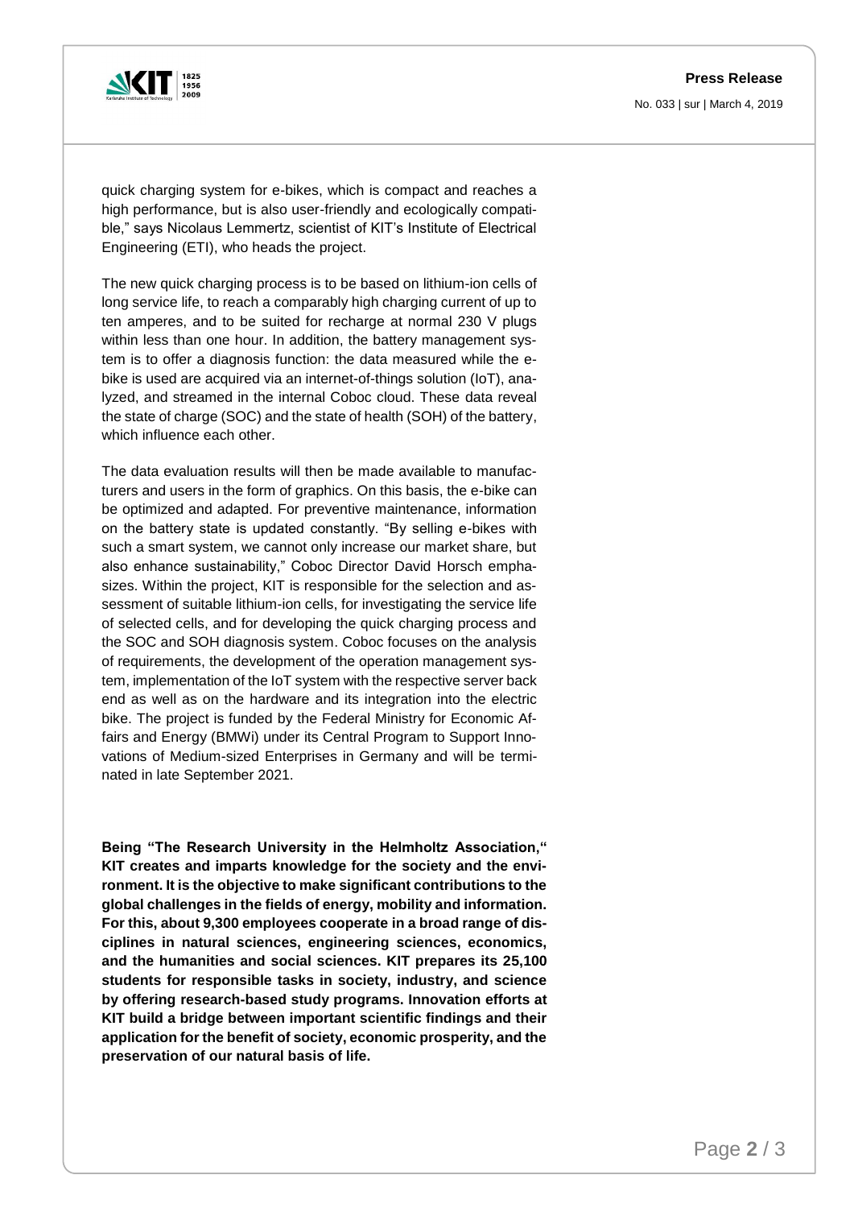quick charging system for e-bikes, which is compact and reaches a high performance, but is also user-friendly and ecologically compatible," says Nicolaus Lemmertz, scientist of KIT's Institute of Electrical Engineering (ETI), who heads the project.

The new quick charging process is to be based on lithium-ion cells of long service life, to reach a comparably high charging current of up to ten amperes, and to be suited for recharge at normal 230 V plugs within less than one hour. In addition, the battery management system is to offer a diagnosis function: the data measured while the e-bike is used are acquired via an internet-of-things solution (IoT), analyzed, and streamed in the internal Coboc cloud. These data reveal the state of charge (SOC) and the state of health (SOH) of the battery, which influence each other.

The data evaluation results will then be made available to manufacturers and users in the form of graphics. On this basis, the e-bike can be optimized and adapted. For preventive maintenance, information on the battery state is updated constantly. "By selling e-bikes with such a smart system, we cannot only increase our market share, but also enhance sustainability," Coboc Director David Horsch emphasizes. Within the project, KIT is responsible for the selection and assessment of suitable lithium-ion cells, for investigating the service life of selected cells, and for developing the quick charging process and the SOC and SOH diagnosis system. Coboc focuses on the analysis of requirements, the development of the operation management system, implementation of the IoT system with the respective server back end as well as on the hardware and its integration into the electric bike. The project is funded by the Federal Ministry for Economic Affairs and Energy (BMWi) under its Central Program to Support Innovations of Medium-sized Enterprises in Germany and will be terminated in late September 2021.

**Being "The Research University in the Helmholtz Association," KIT creates and imparts knowledge for the society and the environment. It is the objective to make significant contributions to the global challenges in the fields of energy, mobility and information. For this, about 9,300 employees cooperate in a broad range of disciplines in natural sciences, engineering sciences, economics, and the humanities and social sciences. KIT prepares its 25,100 students for responsible tasks in society, industry, and science by offering research-based study programs. Innovation efforts at KIT build a bridge between important scientific findings and their application for the benefit of society, economic prosperity, and the preservation of our natural basis of life.**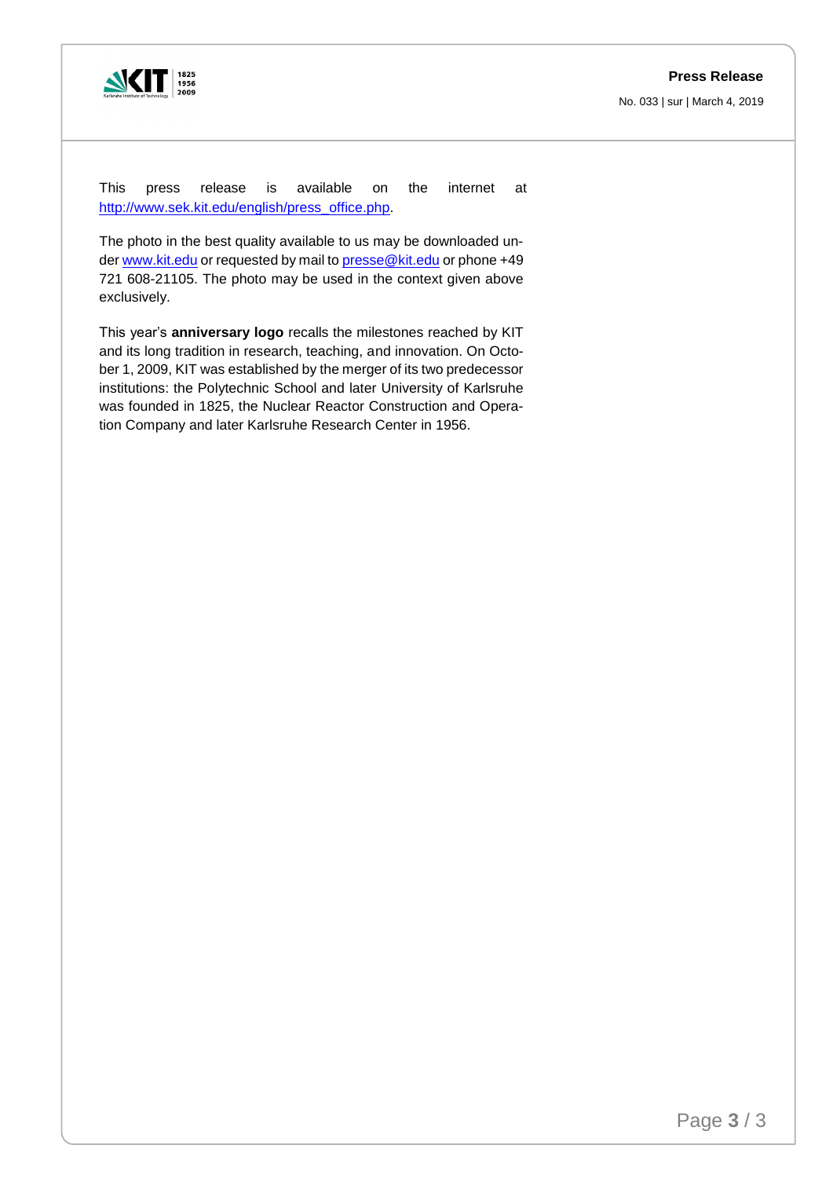This press release is available on the internet at http://www.sek.kit.edu/english/press_office.php.

The photo in the best quality available to us may be downloaded under www.kit.edu or requested by mail to presse@kit.edu or phone +49 721 608-21105. The photo may be used in the context given above exclusively.

This year's **anniversary logo** recalls the milestones reached by KIT and its long tradition in research, teaching, and innovation. On October 1, 2009, KIT was established by the merger of its two predecessor institutions: the Polytechnic School and later University of Karlsruhe was founded in 1825, the Nuclear Reactor Construction and Operation Company and later Karlsruhe Research Center in 1956.